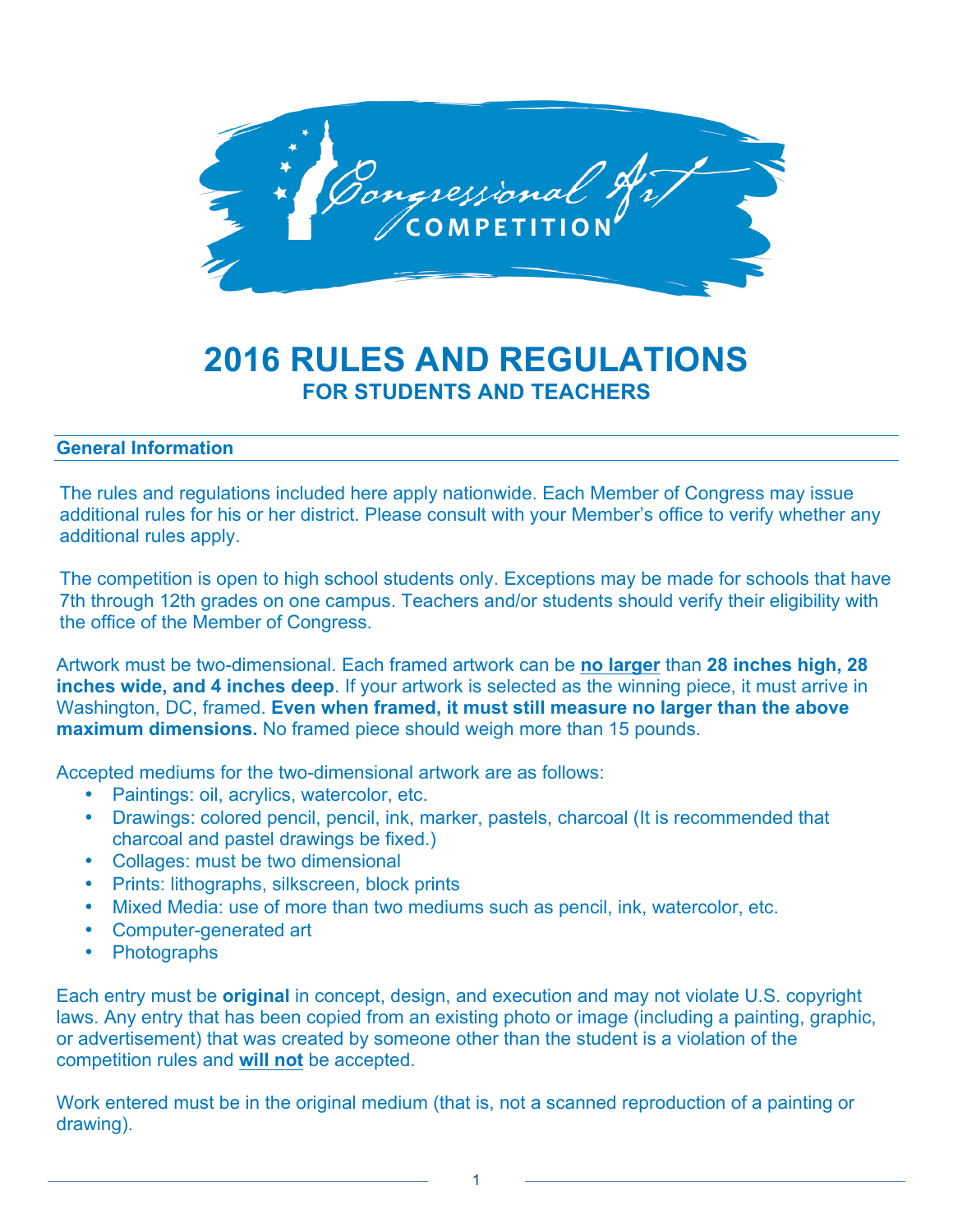# 2016 RULES AND REGULATIONS

## FOR STUDENTS AND TEACHERS

### General Information

The rules and regulations included here apply nationwide. Each Member of Congress may issue additional rules for his or her district. Please consult with your Member's office to verify whether any additional rules apply.

The competition is open to high school students only. Exceptions may be made for schools that have 7th through 12th grades on one campus. Teachers and/or students should verify their eligibility with the office of the Member of Congress.

Artwork must be two-dimensional. Each framed artwork can be **no larger** than **28 inches high, 28 inches wide, and 4 inches deep**. If your artwork is selected as the winning piece, it must arrive in Washington, DC, framed. **Even when framed, it must still measure no larger than the above maximum dimensions.** No framed piece should weigh more than 15 pounds.

Accepted mediums for the two-dimensional artwork are as follows:

- Paintings: oil, acrylics, watercolor, etc.
- Drawings: colored pencil, pencil, ink, marker, pastels, charcoal (It is recommended that charcoal and pastel drawings be fixed.)
- Collages: must be two dimensional
- Prints: lithographs, silkscreen, block prints
- Mixed Media: use of more than two mediums such as pencil, ink, watercolor, etc.
- Computer-generated art
- Photographs

Each entry must be **original** in concept, design, and execution and may not violate U.S. copyright laws. Any entry that has been copied from an existing photo or image (including a painting, graphic, or advertisement) that was created by someone other than the student is a violation of the competition rules and **will not** be accepted.

Work entered must be in the original medium (that is, not a scanned reproduction of a painting or drawing).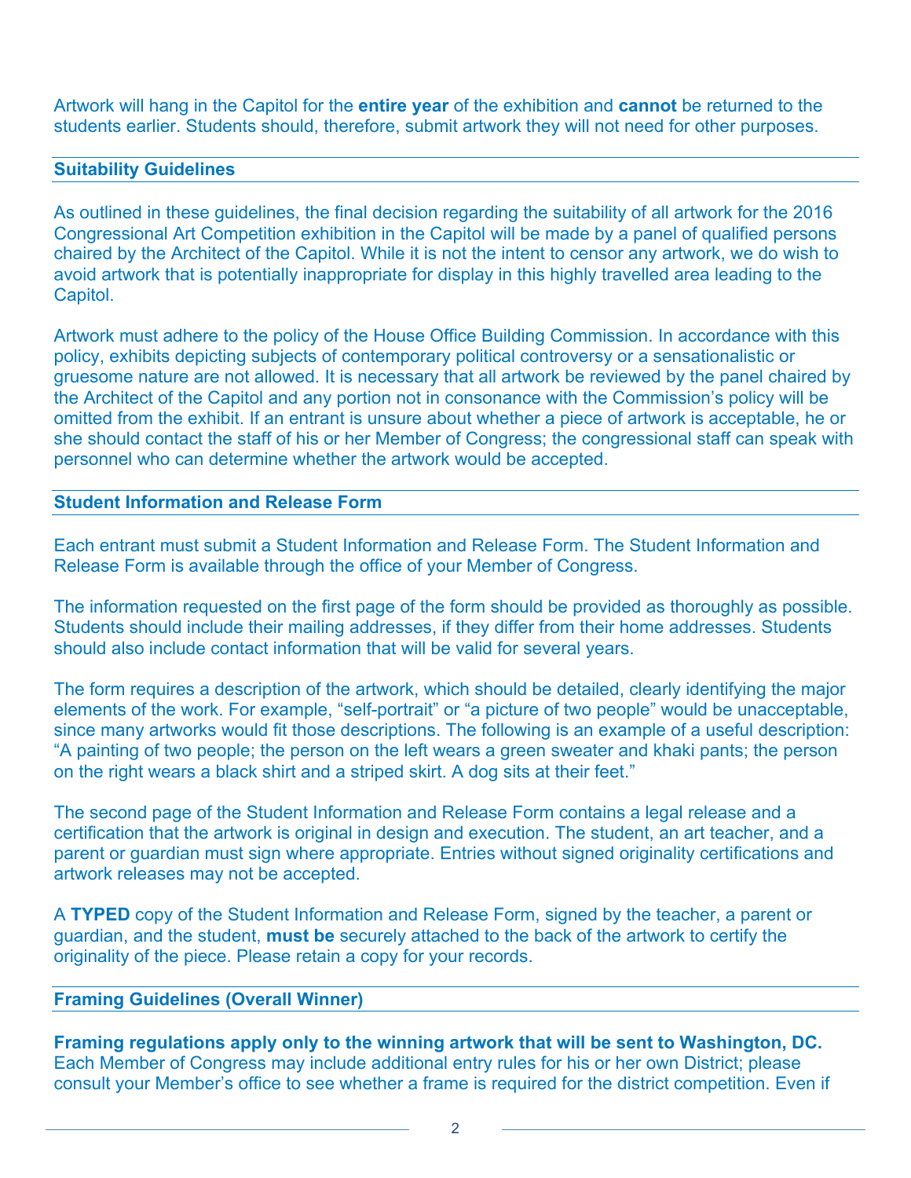Artwork will hang in the Capitol for the **entire year** of the exhibition and **cannot** be returned to the students earlier. Students should, therefore, submit artwork they will not need for other purposes.

## Suitability Guidelines

As outlined in these guidelines, the final decision regarding the suitability of all artwork for the 2016 Congressional Art Competition exhibition in the Capitol will be made by a panel of qualified persons chaired by the Architect of the Capitol. While it is not the intent to censor any artwork, we do wish to avoid artwork that is potentially inappropriate for display in this highly travelled area leading to the Capitol.

Artwork must adhere to the policy of the House Office Building Commission. In accordance with this policy, exhibits depicting subjects of contemporary political controversy or a sensationalistic or gruesome nature are not allowed. It is necessary that all artwork be reviewed by the panel chaired by the Architect of the Capitol and any portion not in consonance with the Commission's policy will be omitted from the exhibit. If an entrant is unsure about whether a piece of artwork is acceptable, he or she should contact the staff of his or her Member of Congress; the congressional staff can speak with personnel who can determine whether the artwork would be accepted.

## Student Information and Release Form

Each entrant must submit a Student Information and Release Form. The Student Information and Release Form is available through the office of your Member of Congress.

The information requested on the first page of the form should be provided as thoroughly as possible. Students should include their mailing addresses, if they differ from their home addresses. Students should also include contact information that will be valid for several years.

The form requires a description of the artwork, which should be detailed, clearly identifying the major elements of the work. For example, "self-portrait" or "a picture of two people" would be unacceptable, since many artworks would fit those descriptions. The following is an example of a useful description: "A painting of two people; the person on the left wears a green sweater and khaki pants; the person on the right wears a black shirt and a striped skirt. A dog sits at their feet."

The second page of the Student Information and Release Form contains a legal release and a certification that the artwork is original in design and execution. The student, an art teacher, and a parent or guardian must sign where appropriate. Entries without signed originality certifications and artwork releases may not be accepted.

A **TYPED** copy of the Student Information and Release Form, signed by the teacher, a parent or guardian, and the student, **must be** securely attached to the back of the artwork to certify the originality of the piece. Please retain a copy for your records.

## Framing Guidelines (Overall Winner)

**Framing regulations apply only to the winning artwork that will be sent to Washington, DC.** Each Member of Congress may include additional entry rules for his or her own District; please consult your Member's office to see whether a frame is required for the district competition. Even if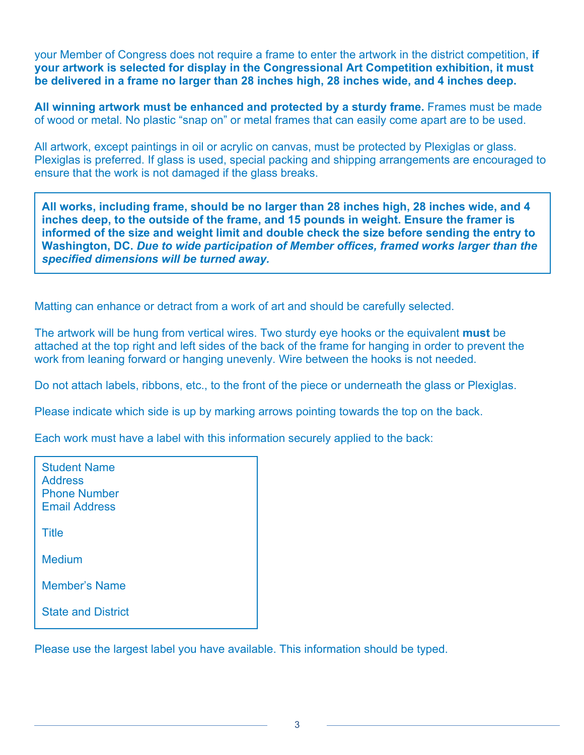your Member of Congress does not require a frame to enter the artwork in the district competition, **if your artwork is selected for display in the Congressional Art Competition exhibition, it must be delivered in a frame no larger than 28 inches high, 28 inches wide, and 4 inches deep.**

**All winning artwork must be enhanced and protected by a sturdy frame.** Frames must be made of wood or metal. No plastic "snap on" or metal frames that can easily come apart are to be used.

All artwork, except paintings in oil or acrylic on canvas, must be protected by Plexiglas or glass. Plexiglas is preferred. If glass is used, special packing and shipping arrangements are encouraged to ensure that the work is not damaged if the glass breaks.

> **All works, including frame, should be no larger than 28 inches high, 28 inches wide, and 4 inches deep, to the outside of the frame, and 15 pounds in weight. Ensure the framer is informed of the size and weight limit and double check the size before sending the entry to Washington, DC.** ***Due to wide participation of Member offices, framed works larger than the specified dimensions will be turned away.***

Matting can enhance or detract from a work of art and should be carefully selected.

The artwork will be hung from vertical wires. Two sturdy eye hooks or the equivalent **must** be attached at the top right and left sides of the back of the frame for hanging in order to prevent the work from leaning forward or hanging unevenly. Wire between the hooks is not needed.

Do not attach labels, ribbons, etc., to the front of the piece or underneath the glass or Plexiglas.

Please indicate which side is up by marking arrows pointing towards the top on the back.

Each work must have a label with this information securely applied to the back:

> Student Name
> Address
> Phone Number
> Email Address
>
> Title
>
> Medium
>
> Member's Name
>
> State and District

Please use the largest label you have available. This information should be typed.